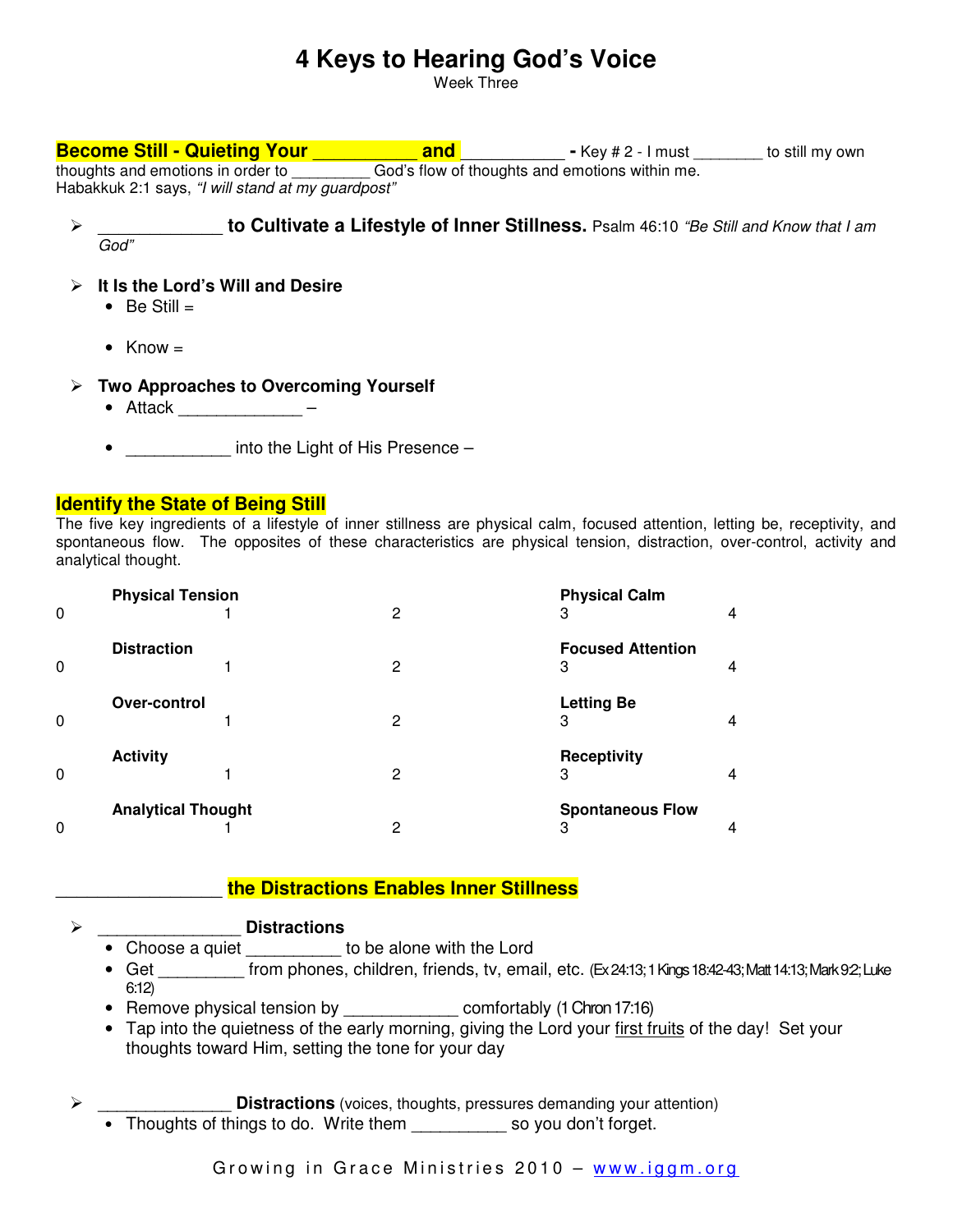# 4 Keys to Hearing God's Voice

Week Three

**Become Still - Quieting Your __________ and __________ -** Key # 2 - I must ________ to still my own thoughts and emotions in order to _________ God's flow of thoughts and emotions within me.
Habakkuk 2:1 says, *"I will stand at my guardpost"*

- **_____________ to Cultivate a Lifestyle of Inner Stillness.** Psalm 46:10 *"Be Still and Know that I am God"*

- **It Is the Lord's Will and Desire**
  - Be Still =
  - Know =

- **Two Approaches to Overcoming Yourself**
  - Attack _____________ –
  - ___________ into the Light of His Presence –

## Identify the State of Being Still

The five key ingredients of a lifestyle of inner stillness are physical calm, focused attention, letting be, receptivity, and spontaneous flow. The opposites of these characteristics are physical tension, distraction, over-control, activity and analytical thought.

| | | | | |
|---|---|---|---|---|
| | **Physical Tension** | | **Physical Calm** | |
| 0 | 1 | 2 | 3 | 4 |
| | **Distraction** | | **Focused Attention** | |
| 0 | 1 | 2 | 3 | 4 |
| | **Over-control** | | **Letting Be** | |
| 0 | 1 | 2 | 3 | 4 |
| | **Activity** | | **Receptivity** | |
| 0 | 1 | 2 | 3 | 4 |
| | **Analytical Thought** | | **Spontaneous Flow** | |
| 0 | 1 | 2 | 3 | 4 |

## ________________ the Distractions Enables Inner Stillness

- **______________ Distractions**
  - Choose a quiet __________ to be alone with the Lord
  - Get _________ from phones, children, friends, tv, email, etc. (Ex 24:13; 1 Kings 18:42-43; Matt 14:13; Mark 9:2; Luke 6:12)
  - Remove physical tension by ____________ comfortably (1 Chron 17:16)
  - Tap into the quietness of the early morning, giving the Lord your <u>first fruits</u> of the day! Set your thoughts toward Him, setting the tone for your day

- **______________ Distractions** (voices, thoughts, pressures demanding your attention)
  - Thoughts of things to do. Write them __________ so you don't forget.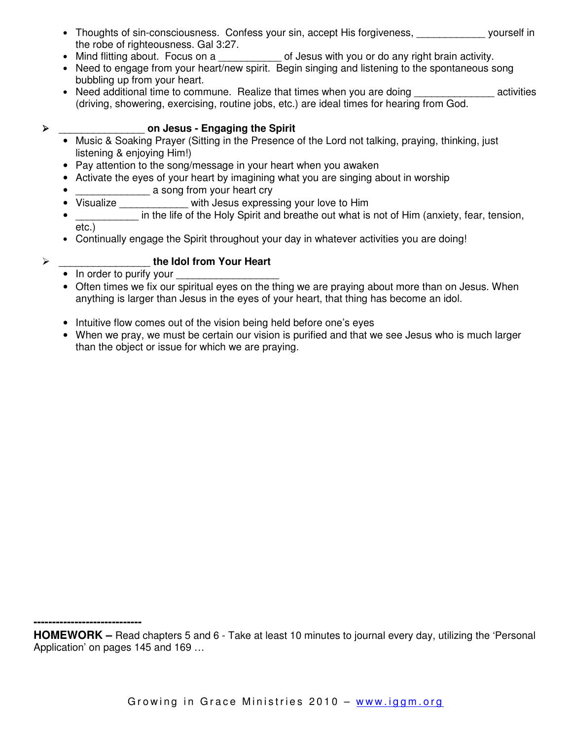- Thoughts of sin-consciousness. Confess your sin, accept His forgiveness, ____________ yourself in the robe of righteousness. Gal 3:27.
- Mind flitting about. Focus on a ___________ of Jesus with you or do any right brain activity.
- Need to engage from your heart/new spirit. Begin singing and listening to the spontaneous song bubbling up from your heart.
- Need additional time to commune. Realize that times when you are doing ______________ activities (driving, showering, exercising, routine jobs, etc.) are ideal times for hearing from God.

➢ **_______________ on Jesus - Engaging the Spirit**

- Music & Soaking Prayer (Sitting in the Presence of the Lord not talking, praying, thinking, just listening & enjoying Him!)
- Pay attention to the song/message in your heart when you awaken
- Activate the eyes of your heart by imagining what you are singing about in worship
- _____________ a song from your heart cry
- Visualize ____________ with Jesus expressing your love to Him
- ___________ in the life of the Holy Spirit and breathe out what is not of Him (anxiety, fear, tension, etc.)
- Continually engage the Spirit throughout your day in whatever activities you are doing!

➢ **________________ the Idol from Your Heart**

- In order to purify your _________________
- Often times we fix our spiritual eyes on the thing we are praying about more than on Jesus. When anything is larger than Jesus in the eyes of your heart, that thing has become an idol.
- Intuitive flow comes out of the vision being held before one's eyes
- When we pray, we must be certain our vision is purified and that we see Jesus who is much larger than the object or issue for which we are praying.

-----------------------------

**HOMEWORK –** Read chapters 5 and 6 - Take at least 10 minutes to journal every day, utilizing the 'Personal Application' on pages 145 and 169 …

Growing in Grace Ministries 2010 – www.iggm.org